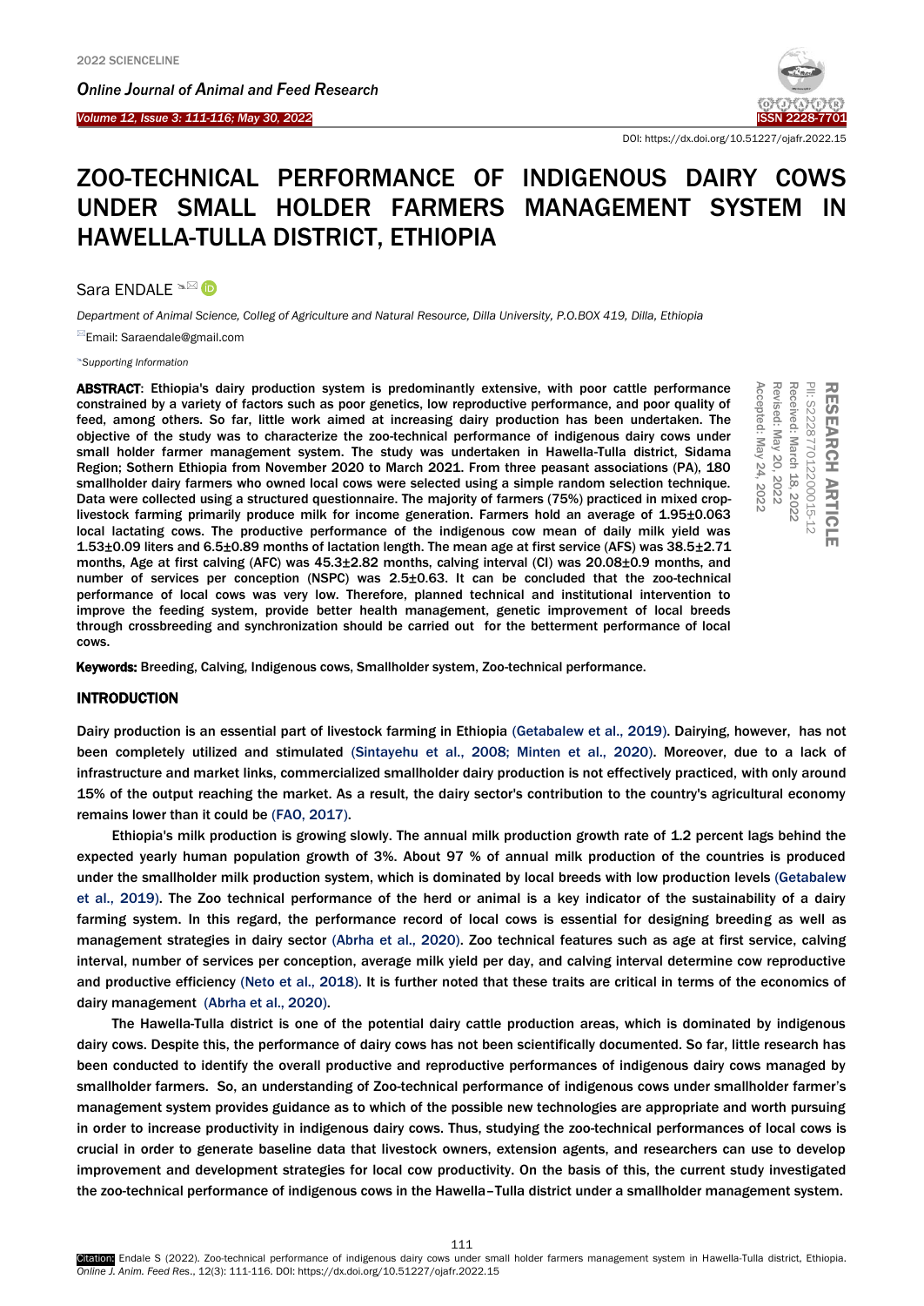DOI: https://dx.doi.org/10.51227/ojafr.2022.15

# ZOO-TECHNICAL PERFORMANCE OF INDIGENOUS DAIRY COWS UNDER SMALL HOLDER FARMERS MANAGEMENT SYSTEM IN HAWELLA-TULLA DISTRICT, ETHIOPIA

Sara ENDALE

*Department of Animal Science, Colleg of Agriculture and Natural Resource, Dilla University, P.O.BOX 419, Dilla, Ethiopia*

Email: Saraendale@gmail.com

*Supporting Information*

RESEARCH ARTICLE
PII: S222877012200015-12
Received: March 18, 2022
Revised: May 20, 2022
Accepted: May 24, 2022

**ABSTRACT**: Ethiopia's dairy production system is predominantly extensive, with poor cattle performance constrained by a variety of factors such as poor genetics, low reproductive performance, and poor quality of feed, among others. So far, little work aimed at increasing dairy production has been undertaken. The objective of the study was to characterize the zoo-technical performance of indigenous dairy cows under small holder farmer management system. The study was undertaken in Hawella-Tulla district, Sidama Region; Sothern Ethiopia from November 2020 to March 2021. From three peasant associations (PA), 180 smallholder dairy farmers who owned local cows were selected using a simple random selection technique. Data were collected using a structured questionnaire. The majority of farmers (75%) practiced in mixed crop-livestock farming primarily produce milk for income generation. Farmers hold an average of 1.95±0.063 local lactating cows. The productive performance of the indigenous cow mean of daily milk yield was 1.53±0.09 liters and 6.5±0.89 months of lactation length. The mean age at first service (AFS) was 38.5±2.71 months, Age at first calving (AFC) was 45.3±2.82 months, calving interval (CI) was 20.08±0.9 months, and number of services per conception (NSPC) was 2.5±0.63. It can be concluded that the zoo-technical performance of local cows was very low. Therefore, planned technical and institutional intervention to improve the feeding system, provide better health management, genetic improvement of local breeds through crossbreeding and synchronization should be carried out for the betterment performance of local cows.

**Keywords:** Breeding, Calving, Indigenous cows, Smallholder system, Zoo-technical performance.

## INTRODUCTION

Dairy production is an essential part of livestock farming in Ethiopia (Getabalew et al., 2019). Dairying, however, has not been completely utilized and stimulated (Sintayehu et al., 2008; Minten et al., 2020). Moreover, due to a lack of infrastructure and market links, commercialized smallholder dairy production is not effectively practiced, with only around 15% of the output reaching the market. As a result, the dairy sector's contribution to the country's agricultural economy remains lower than it could be (FAO, 2017).

Ethiopia's milk production is growing slowly. The annual milk production growth rate of 1.2 percent lags behind the expected yearly human population growth of 3%. About 97 % of annual milk production of the countries is produced under the smallholder milk production system, which is dominated by local breeds with low production levels (Getabalew et al., 2019). The Zoo technical performance of the herd or animal is a key indicator of the sustainability of a dairy farming system. In this regard, the performance record of local cows is essential for designing breeding as well as management strategies in dairy sector (Abrha et al., 2020). Zoo technical features such as age at first service, calving interval, number of services per conception, average milk yield per day, and calving interval determine cow reproductive and productive efficiency (Neto et al., 2018). It is further noted that these traits are critical in terms of the economics of dairy management (Abrha et al., 2020).

The Hawella-Tulla district is one of the potential dairy cattle production areas, which is dominated by indigenous dairy cows. Despite this, the performance of dairy cows has not been scientifically documented. So far, little research has been conducted to identify the overall productive and reproductive performances of indigenous dairy cows managed by smallholder farmers. So, an understanding of Zoo-technical performance of indigenous cows under smallholder farmer's management system provides guidance as to which of the possible new technologies are appropriate and worth pursuing in order to increase productivity in indigenous dairy cows. Thus, studying the zoo-technical performances of local cows is crucial in order to generate baseline data that livestock owners, extension agents, and researchers can use to develop improvement and development strategies for local cow productivity. On the basis of this, the current study investigated the zoo-technical performance of indigenous cows in the Hawella–Tulla district under a smallholder management system.

Citation: Endale S (2022). Zoo-technical performance of indigenous dairy cows under small holder farmers management system in Hawella-Tulla district, Ethiopia. *Online J. Anim. Feed Res.*, 12(3): 111-116. DOI: https://dx.doi.org/10.51227/ojafr.2022.15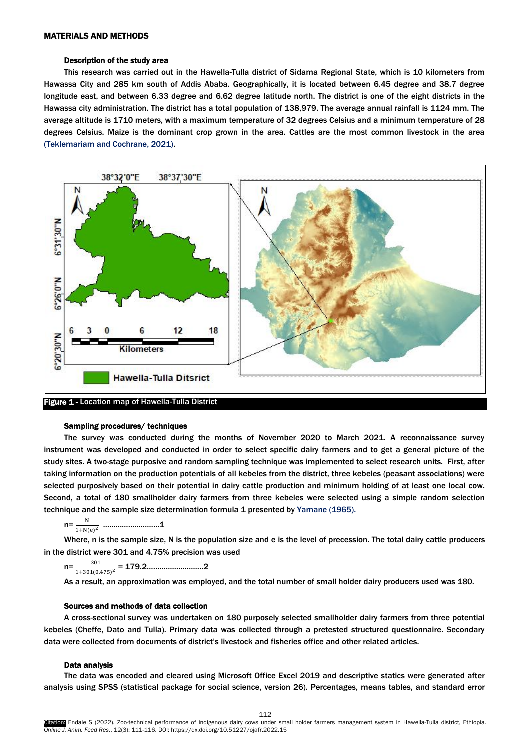## MATERIALS AND METHODS

### Description of the study area

This research was carried out in the Hawella-Tulla district of Sidama Regional State, which is 10 kilometers from Hawassa City and 285 km south of Addis Ababa. Geographically, it is located between 6.45 degree and 38.7 degree longitude east, and between 6.33 degree and 6.62 degree latitude north. The district is one of the eight districts in the Hawassa city administration. The district has a total population of 138,979. The average annual rainfall is 1124 mm. The average altitude is 1710 meters, with a maximum temperature of 32 degrees Celsius and a minimum temperature of 28 degrees Celsius. Maize is the dominant crop grown in the area. Cattles are the most common livestock in the area (Teklemariam and Cochrane, 2021).

**Figure 1 -** Location map of Hawella-Tulla District

### Sampling procedures/ techniques

The survey was conducted during the months of November 2020 to March 2021. A reconnaissance survey instrument was developed and conducted in order to select specific dairy farmers and to get a general picture of the study sites. A two-stage purposive and random sampling technique was implemented to select research units. First, after taking information on the production potentials of all kebeles from the district, three kebeles (peasant associations) were selected purposively based on their potential in dairy cattle production and minimum holding of at least one local cow. Second, a total of 180 smallholder dairy farmers from three kebeles were selected using a simple random selection technique and the sample size determination formula 1 presented by Yamane (1965).

$$n = \frac{N}{1+N(e)^2} \quad \text{.........................1}$$

Where, n is the sample size, N is the population size and e is the level of precession. The total dairy cattle producers in the district were 301 and 4.75% precision was used

$$n = \frac{301}{1+301(0.475)^2} = 179.2 \quad \text{.........................2}$$

As a result, an approximation was employed, and the total number of small holder dairy producers used was 180.

### Sources and methods of data collection

A cross-sectional survey was undertaken on 180 purposely selected smallholder dairy farmers from three potential kebeles (Cheffe, Dato and Tulla). Primary data was collected through a pretested structured questionnaire. Secondary data were collected from documents of district's livestock and fisheries office and other related articles.

### Data analysis

The data was encoded and cleared using Microsoft Office Excel 2019 and descriptive statics were generated after analysis using SPSS (statistical package for social science, version 26). Percentages, means tables, and standard error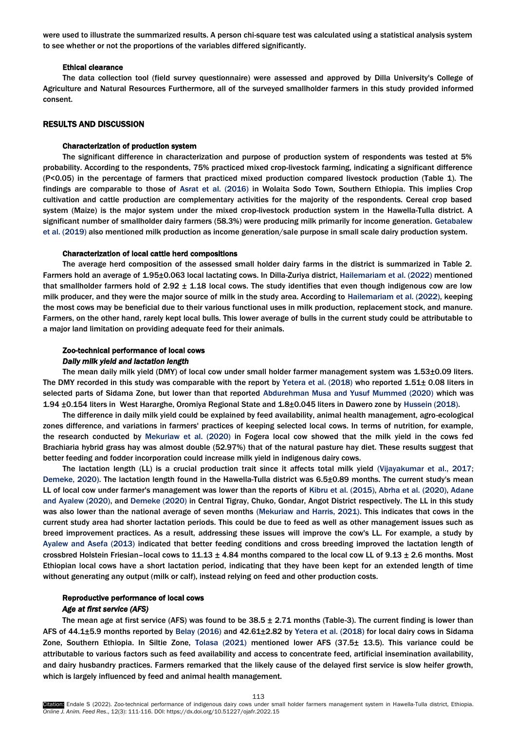were used to illustrate the summarized results. A person chi-square test was calculated using a statistical analysis system to see whether or not the proportions of the variables differed significantly.

### Ethical clearance

The data collection tool (field survey questionnaire) were assessed and approved by Dilla University's College of Agriculture and Natural Resources Furthermore, all of the surveyed smallholder farmers in this study provided informed consent.

## RESULTS AND DISCUSSION

### Characterization of production system

The significant difference in characterization and purpose of production system of respondents was tested at 5% probability. According to the respondents, 75% practiced mixed crop-livestock farming, indicating a significant difference (P<0.05) in the percentage of farmers that practiced mixed production compared livestock production (Table 1). The findings are comparable to those of Asrat et al. (2016) in Wolaita Sodo Town, Southern Ethiopia. This implies Crop cultivation and cattle production are complementary activities for the majority of the respondents. Cereal crop based system (Maize) is the major system under the mixed crop-livestock production system in the Hawella-Tulla district. A significant number of smallholder dairy farmers (58.3%) were producing milk primarily for income generation. Getabalew et al. (2019) also mentioned milk production as income generation/sale purpose in small scale dairy production system.

### Characterization of local cattle herd compositions

The average herd composition of the assessed small holder dairy farms in the district is summarized in Table 2. Farmers hold an average of 1.95±0.063 local lactating cows. In Dilla-Zuriya district, Hailemariam et al. (2022) mentioned that smallholder farmers hold of 2.92 ± 1.18 local cows. The study identifies that even though indigenous cow are low milk producer, and they were the major source of milk in the study area. According to Hailemariam et al. (2022), keeping the most cows may be beneficial due to their various functional uses in milk production, replacement stock, and manure. Farmers, on the other hand, rarely kept local bulls. This lower average of bulls in the current study could be attributable to a major land limitation on providing adequate feed for their animals.

### Zoo-technical performance of local cows

#### *Daily milk yield and lactation length*

The mean daily milk yield (DMY) of local cow under small holder farmer management system was 1.53±0.09 liters. The DMY recorded in this study was comparable with the report by Yetera et al. (2018) who reported 1.51± 0.08 liters in selected parts of Sidama Zone, but lower than that reported Abdurehman Musa and Yusuf Mummed (2020) which was 1.94 ±0.154 liters in West Hararghe, Oromiya Regional State and 1.8±0.045 liters in Dawero zone by Hussein (2018).

The difference in daily milk yield could be explained by feed availability, animal health management, agro-ecological zones difference, and variations in farmers' practices of keeping selected local cows. In terms of nutrition, for example, the research conducted by Mekuriaw et al. (2020) in Fogera local cow showed that the milk yield in the cows fed Brachiaria hybrid grass hay was almost double (52.97%) that of the natural pasture hay diet. These results suggest that better feeding and fodder incorporation could increase milk yield in indigenous dairy cows.

The lactation length (LL) is a crucial production trait since it affects total milk yield (Vijayakumar et al., 2017; Demeke, 2020). The lactation length found in the Hawella-Tulla district was 6.5±0.89 months. The current study's mean LL of local cow under farmer's management was lower than the reports of Kibru et al. (2015), Abrha et al. (2020), Adane and Ayalew (2020), and Demeke (2020) in Central Tigray, Chuko, Gondar, Angot District respectively. The LL in this study was also lower than the national average of seven months (Mekuriaw and Harris, 2021). This indicates that cows in the current study area had shorter lactation periods. This could be due to feed as well as other management issues such as breed improvement practices. As a result, addressing these issues will improve the cow's LL. For example, a study by Ayalew and Asefa (2013) indicated that better feeding conditions and cross breeding improved the lactation length of crossbred Holstein Friesian–local cows to 11.13 ± 4.84 months compared to the local cow LL of 9.13 ± 2.6 months. Most Ethiopian local cows have a short lactation period, indicating that they have been kept for an extended length of time without generating any output (milk or calf), instead relying on feed and other production costs.

### Reproductive performance of local cows

#### *Age at first service (AFS)*

The mean age at first service (AFS) was found to be 38.5 ± 2.71 months (Table-3). The current finding is lower than AFS of 44.1±5.9 months reported by Belay (2016) and 42.61±2.82 by Yetera et al. (2018) for local dairy cows in Sidama Zone, Southern Ethiopia. In Siltie Zone, Tolasa (2021) mentioned lower AFS (37.5± 13.5). This variance could be attributable to various factors such as feed availability and access to concentrate feed, artificial insemination availability, and dairy husbandry practices. Farmers remarked that the likely cause of the delayed first service is slow heifer growth, which is largely influenced by feed and animal health management.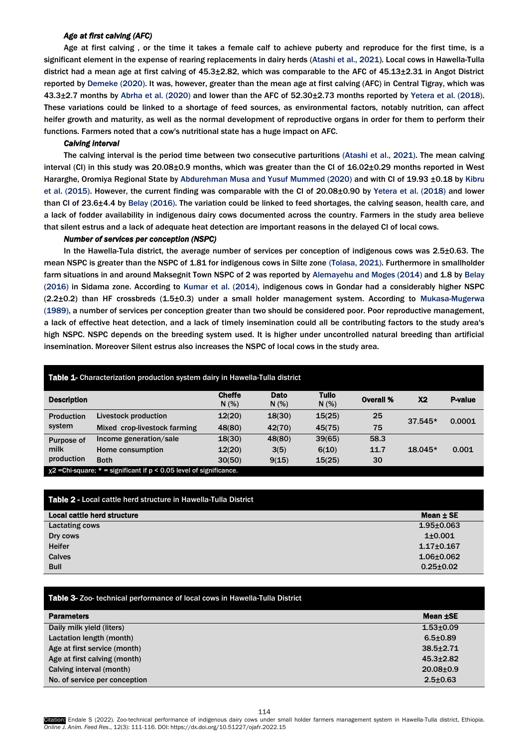### *Age at first calving (AFC)*

Age at first calving , or the time it takes a female calf to achieve puberty and reproduce for the first time, is a significant element in the expense of rearing replacements in dairy herds (Atashi et al., 2021). Local cows in Hawella-Tulla district had a mean age at first calving of 45.3±2.82, which was comparable to the AFC of 45.13±2.31 in Angot District reported by Demeke (2020). It was, however, greater than the mean age at first calving (AFC) in Central Tigray, which was 43.3±2.7 months by Abrha et al. (2020) and lower than the AFC of 52.30±2.73 months reported by Yetera et al. (2018). These variations could be linked to a shortage of feed sources, as environmental factors, notably nutrition, can affect heifer growth and maturity, as well as the normal development of reproductive organs in order for them to perform their functions. Farmers noted that a cow's nutritional state has a huge impact on AFC.

### *Calving interval*

The calving interval is the period time between two consecutive parturitions (Atashi et al., 2021). The mean calving interval (CI) in this study was 20.08±0.9 months, which was greater than the CI of 16.02±0.29 months reported in West Hararghe, Oromiya Regional State by Abdurehman Musa and Yusuf Mummed (2020) and with CI of 19.93 ±0.18 by Kibru et al. (2015). However, the current finding was comparable with the CI of 20.08±0.90 by Yetera et al. (2018) and lower than CI of 23.6±4.4 by Belay (2016). The variation could be linked to feed shortages, the calving season, health care, and a lack of fodder availability in indigenous dairy cows documented across the country. Farmers in the study area believe that silent estrus and a lack of adequate heat detection are important reasons in the delayed CI of local cows.

### *Number of services per conception (NSPC)*

In the Hawella-Tula district, the average number of services per conception of indigenous cows was 2.5±0.63. The mean NSPC is greater than the NSPC of 1.81 for indigenous cows in Silte zone (Tolasa, 2021). Furthermore in smallholder farm situations in and around Maksegnit Town NSPC of 2 was reported by Alemayehu and Moges (2014) and 1.8 by Belay (2016) in Sidama zone. According to Kumar et al. (2014), indigenous cows in Gondar had a considerably higher NSPC (2.2±0.2) than HF crossbreds (1.5±0.3) under a small holder management system. According to Mukasa-Mugerwa (1989), a number of services per conception greater than two should be considered poor. Poor reproductive management, a lack of effective heat detection, and a lack of timely insemination could all be contributing factors to the study area's high NSPC. NSPC depends on the breeding system used. It is higher under uncontrolled natural breeding than artificial insemination. Moreover Silent estrus also increases the NSPC of local cows in the study area.

**Table 1-** Characterization production system dairy in Hawella-Tulla district

| Description | | Cheffe N (%) | Dato N (%) | Tullo N (%) | Overall % | X2 | P-value |
|---|---|---|---|---|---|---|---|
| Production system | Livestock production | 12(20) | 18(30) | 15(25) | 25 | 37.545* | 0.0001 |
| | Mixed crop-livestock farming | 48(80) | 42(70) | 45(75) | 75 | | |
| Purpose of milk production | Income generation/sale | 18(30) | 48(80) | 39(65) | 58.3 | 18.045* | 0.001 |
| | Home consumption | 12(20) | 3(5) | 6(10) | 11.7 | | |
| | Both | 30(50) | 9(15) | 15(25) | 30 | | |

$\chi^2$ =Chi-square; * = significant if $p < 0.05$ level of significance.

**Table 2 -** Local cattle herd structure in Hawella-Tulla District

| Local cattle herd structure | Mean ± SE |
|---|---|
| Lactating cows | 1.95±0.063 |
| Dry cows | 1±0.001 |
| Heifer | 1.17±0.167 |
| Calves | 1.06±0.062 |
| Bull | 0.25±0.02 |

**Table 3-** Zoo- technical performance of local cows in Hawella-Tulla District

| Parameters | Mean ±SE |
|---|---|
| Daily milk yield (liters) | 1.53±0.09 |
| Lactation length (month) | 6.5±0.89 |
| Age at first service (month) | 38.5±2.71 |
| Age at first calving (month) | 45.3±2.82 |
| Calving interval (month) | 20.08±0.9 |
| No. of service per conception | 2.5±0.63 |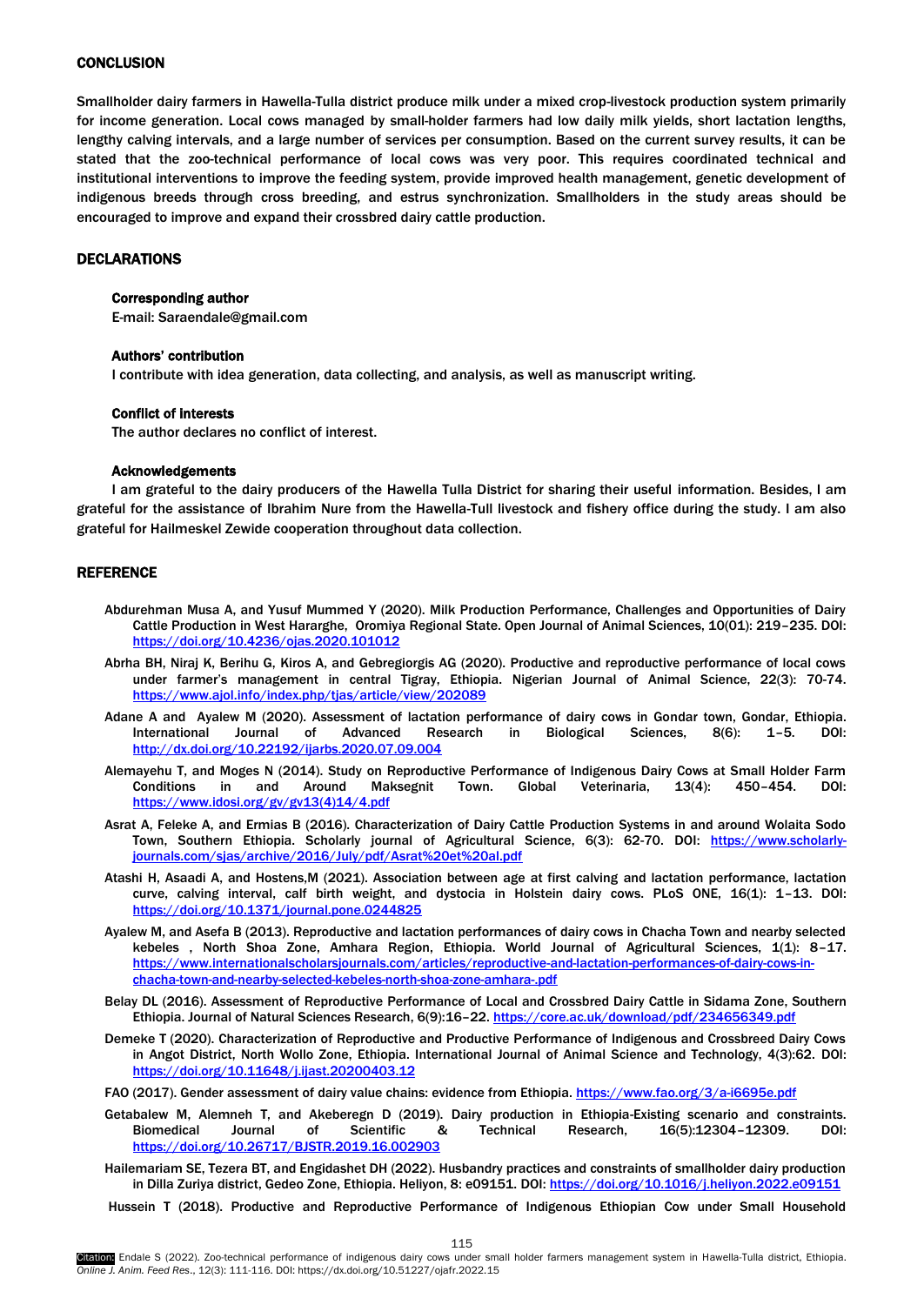## CONCLUSION

Smallholder dairy farmers in Hawella-Tulla district produce milk under a mixed crop-livestock production system primarily for income generation. Local cows managed by small-holder farmers had low daily milk yields, short lactation lengths, lengthy calving intervals, and a large number of services per consumption. Based on the current survey results, it can be stated that the zoo-technical performance of local cows was very poor. This requires coordinated technical and institutional interventions to improve the feeding system, provide improved health management, genetic development of indigenous breeds through cross breeding, and estrus synchronization. Smallholders in the study areas should be encouraged to improve and expand their crossbred dairy cattle production.

## DECLARATIONS

### Corresponding author

E-mail: Saraendale@gmail.com

### Authors' contribution

I contribute with idea generation, data collecting, and analysis, as well as manuscript writing.

### Conflict of interests

The author declares no conflict of interest.

### Acknowledgements

I am grateful to the dairy producers of the Hawella Tulla District for sharing their useful information. Besides, I am grateful for the assistance of Ibrahim Nure from the Hawella-Tull livestock and fishery office during the study. I am also grateful for Hailmeskel Zewide cooperation throughout data collection.

## REFERENCE

Abdurehman Musa A, and Yusuf Mummed Y (2020). Milk Production Performance, Challenges and Opportunities of Dairy Cattle Production in West Hararghe, Oromiya Regional State. Open Journal of Animal Sciences, 10(01): 219–235. DOI: https://doi.org/10.4236/ojas.2020.101012

Abrha BH, Niraj K, Berihu G, Kiros A, and Gebregiorgis AG (2020). Productive and reproductive performance of local cows under farmer's management in central Tigray, Ethiopia. Nigerian Journal of Animal Science, 22(3): 70-74. https://www.ajol.info/index.php/tjas/article/view/202089

Adane A and Ayalew M (2020). Assessment of lactation performance of dairy cows in Gondar town, Gondar, Ethiopia. International Journal of Advanced Research in Biological Sciences, 8(6): 1–5. DOI: http://dx.doi.org/10.22192/ijarbs.2020.07.09.004

Alemayehu T, and Moges N (2014). Study on Reproductive Performance of Indigenous Dairy Cows at Small Holder Farm Conditions in and Around Maksegnit Town. Global Veterinaria, 13(4): 450–454. DOI: https://www.idosi.org/gv/gv13(4)14/4.pdf

Asrat A, Feleke A, and Ermias B (2016). Characterization of Dairy Cattle Production Systems in and around Wolaita Sodo Town, Southern Ethiopia. Scholarly journal of Agricultural Science, 6(3): 62-70. DOI: https://www.scholarly-journals.com/sjas/archive/2016/July/pdf/Asrat%20et%20al.pdf

Atashi H, Asaadi A, and Hostens,M (2021). Association between age at first calving and lactation performance, lactation curve, calving interval, calf birth weight, and dystocia in Holstein dairy cows. PLoS ONE, 16(1): 1–13. DOI: https://doi.org/10.1371/journal.pone.0244825

Ayalew M, and Asefa B (2013). Reproductive and lactation performances of dairy cows in Chacha Town and nearby selected kebeles , North Shoa Zone, Amhara Region, Ethiopia. World Journal of Agricultural Sciences, 1(1): 8–17. https://www.internationalscholarsjournals.com/articles/reproductive-and-lactation-performances-of-dairy-cows-in-chacha-town-and-nearby-selected-kebeles-north-shoa-zone-amhara-.pdf

Belay DL (2016). Assessment of Reproductive Performance of Local and Crossbred Dairy Cattle in Sidama Zone, Southern Ethiopia. Journal of Natural Sciences Research, 6(9):16–22. https://core.ac.uk/download/pdf/234656349.pdf

Demeke T (2020). Characterization of Reproductive and Productive Performance of Indigenous and Crossbreed Dairy Cows in Angot District, North Wollo Zone, Ethiopia. International Journal of Animal Science and Technology, 4(3):62. DOI: https://doi.org/10.11648/j.ijast.20200403.12

FAO (2017). Gender assessment of dairy value chains: evidence from Ethiopia. https://www.fao.org/3/a-i6695e.pdf

Getabalew M, Alemneh T, and Akeberegn D (2019). Dairy production in Ethiopia-Existing scenario and constraints. Biomedical Journal of Scientific & Technical Research, 16(5):12304–12309. DOI: https://doi.org/10.26717/BJSTR.2019.16.002903

Hailemariam SE, Tezera BT, and Engidashet DH (2022). Husbandry practices and constraints of smallholder dairy production in Dilla Zuriya district, Gedeo Zone, Ethiopia. Heliyon, 8: e09151. DOI: https://doi.org/10.1016/j.heliyon.2022.e09151

Hussein T (2018). Productive and Reproductive Performance of Indigenous Ethiopian Cow under Small Household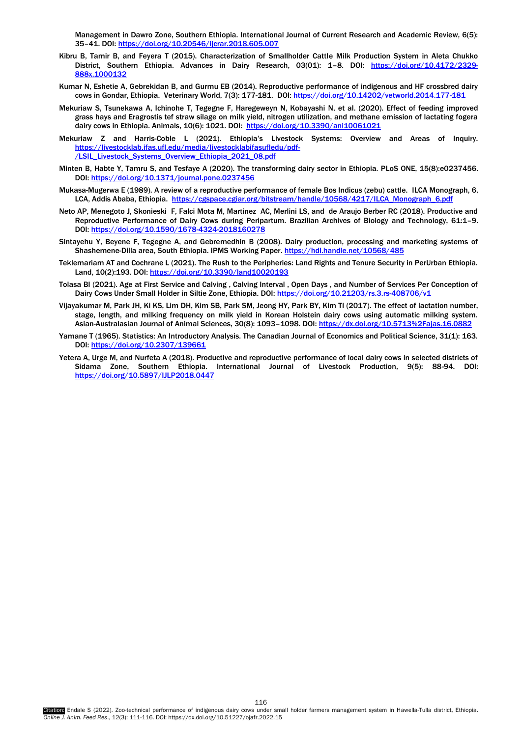Management in Dawro Zone, Southern Ethiopia. International Journal of Current Research and Academic Review, 6(5): 35–41. DOI: https://doi.org/10.20546/ijcrar.2018.605.007

Kibru B, Tamir B, and Feyera T (2015). Characterization of Smallholder Cattle Milk Production System in Aleta Chukko District, Southern Ethiopia. Advances in Dairy Research, 03(01): 1–8. DOI: https://doi.org/10.4172/2329-888x.1000132

Kumar N, Eshetie A, Gebrekidan B, and Gurmu EB (2014). Reproductive performance of indigenous and HF crossbred dairy cows in Gondar, Ethiopia. Veterinary World, 7(3): 177-181. DOI: https://doi.org/10.14202/vetworld.2014.177-181

Mekuriaw S, Tsunekawa A, Ichinohe T, Tegegne F, Haregeweyn N, Kobayashi N, et al. (2020). Effect of feeding improved grass hays and Eragrostis tef straw silage on milk yield, nitrogen utilization, and methane emission of lactating fogera dairy cows in Ethiopia. Animals, 10(6): 1021. DOI: https://doi.org/10.3390/ani10061021

Mekuriaw Z and Harris-Coble L (2021). Ethiopia's Livestock Systems: Overview and Areas of Inquiry. https://livestocklab.ifas.ufl.edu/media/livestocklabifasufledu/pdf-/LSIL_Livestock_Systems_Overview_Ethiopia_2021_08.pdf

Minten B, Habte Y, Tamru S, and Tesfaye A (2020). The transforming dairy sector in Ethiopia. PLoS ONE, 15(8):e0237456. DOI: https://doi.org/10.1371/journal.pone.0237456

Mukasa-Mugerwa E (1989). A review of a reproductive performance of female Bos Indicus (zebu) cattle. ILCA Monograph, 6, LCA, Addis Ababa, Ethiopia. https://cgspace.cgiar.org/bitstream/handle/10568/4217/ILCA_Monograph_6.pdf

Neto AP, Menegoto J, Skonieski F, Falci Mota M, Martinez AC, Merlini LS, and de Araujo Berber RC (2018). Productive and Reproductive Performance of Dairy Cows during Peripartum. Brazilian Archives of Biology and Technology, 61:1–9. DOI: https://doi.org/10.1590/1678-4324-2018160278

Sintayehu Y, Beyene F, Tegegne A, and Gebremedhin B (2008). Dairy production, processing and marketing systems of Shashemene-Dilla area, South Ethiopia. IPMS Working Paper. https://hdl.handle.net/10568/485

Teklemariam AT and Cochrane L (2021). The Rush to the Peripheries: Land Rights and Tenure Security in PerUrban Ethiopia. Land, 10(2):193. DOI: https://doi.org/10.3390/land10020193

Tolasa BI (2021). Age at First Service and Calving , Calving Interval , Open Days , and Number of Services Per Conception of Dairy Cows Under Small Holder in Siltie Zone, Ethiopia. DOI: https://doi.org/10.21203/rs.3.rs-408706/v1

Vijayakumar M, Park JH, Ki KS, Lim DH, Kim SB, Park SM, Jeong HY, Park BY, Kim TI (2017). The effect of lactation number, stage, length, and milking frequency on milk yield in Korean Holstein dairy cows using automatic milking system. Asian-Australasian Journal of Animal Sciences, 30(8): 1093–1098. DOI: https://dx.doi.org/10.5713%2Fajas.16.0882

Yamane T (1965). Statistics: An Introductory Analysis. The Canadian Journal of Economics and Political Science, 31(1): 163. DOI: https://doi.org/10.2307/139661

Yetera A, Urge M, and Nurfeta A (2018). Productive and reproductive performance of local dairy cows in selected districts of Sidama Zone, Southern Ethiopia. International Journal of Livestock Production, 9(5): 88-94. DOI: https://doi.org/10.5897/IJLP2018.0447